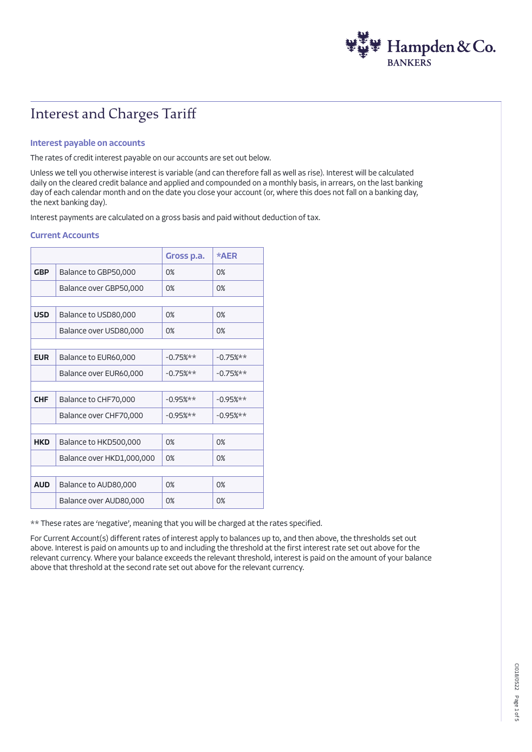# Interest and Charges Tariff

### Interest payable on accounts

The rates of credit interest payable on our accounts are set out below.

Unless we tell you otherwise interest is variable (and can therefore fall as well as rise). Interest will be calculated daily on the cleared credit balance and applied and compounded on a monthly basis, in arrears, on the last banking day of each calendar month and on the date you close your account (or, where this does not fall on a banking day, the next banking day).

Interest payments are calculated on a gross basis and paid without deduction of tax.

### Current Accounts

| | | Gross p.a. | *AER |
|---|---|---|---|
| **GBP** | Balance to GBP50,000 | 0% | 0% |
| | Balance over GBP50,000 | 0% | 0% |
| | | | |
| **USD** | Balance to USD80,000 | 0% | 0% |
| | Balance over USD80,000 | 0% | 0% |
| | | | |
| **EUR** | Balance to EUR60,000 | -0.75%** | -0.75%** |
| | Balance over EUR60,000 | -0.75%** | -0.75%** |
| | | | |
| **CHF** | Balance to CHF70,000 | -0.95%** | -0.95%** |
| | Balance over CHF70,000 | -0.95%** | -0.95%** |
| | | | |
| **HKD** | Balance to HKD500,000 | 0% | 0% |
| | Balance over HKD1,000,000 | 0% | 0% |
| | | | |
| **AUD** | Balance to AUD80,000 | 0% | 0% |
| | Balance over AUD80,000 | 0% | 0% |

** These rates are 'negative', meaning that you will be charged at the rates specified.

For Current Account(s) different rates of interest apply to balances up to, and then above, the thresholds set out above. Interest is paid on amounts up to and including the threshold at the first interest rate set out above for the relevant currency. Where your balance exceeds the relevant threshold, interest is paid on the amount of your balance above that threshold at the second rate set out above for the relevant currency.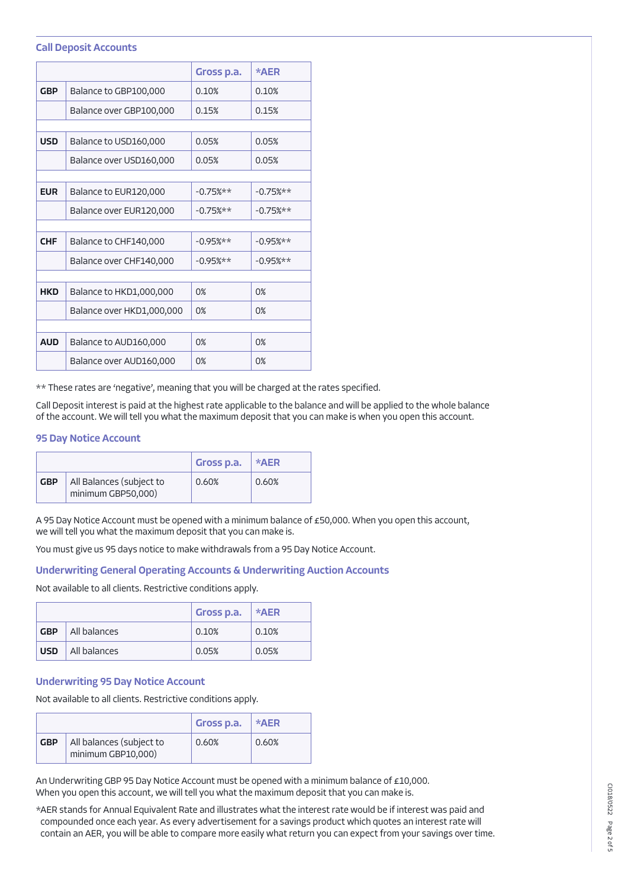### Call Deposit Accounts

| | | Gross p.a. | *AER |
|---|---|---|---|
| **GBP** | Balance to GBP100,000 | 0.10% | 0.10% |
| | Balance over GBP100,000 | 0.15% | 0.15% |
| | | | |
| **USD** | Balance to USD160,000 | 0.05% | 0.05% |
| | Balance over USD160,000 | 0.05% | 0.05% |
| | | | |
| **EUR** | Balance to EUR120,000 | -0.75%** | -0.75%** |
| | Balance over EUR120,000 | -0.75%** | -0.75%** |
| | | | |
| **CHF** | Balance to CHF140,000 | -0.95%** | -0.95%** |
| | Balance over CHF140,000 | -0.95%** | -0.95%** |
| | | | |
| **HKD** | Balance to HKD1,000,000 | 0% | 0% |
| | Balance over HKD1,000,000 | 0% | 0% |
| | | | |
| **AUD** | Balance to AUD160,000 | 0% | 0% |
| | Balance over AUD160,000 | 0% | 0% |

** These rates are 'negative', meaning that you will be charged at the rates specified.

Call Deposit interest is paid at the highest rate applicable to the balance and will be applied to the whole balance of the account. We will tell you what the maximum deposit that you can make is when you open this account.

### 95 Day Notice Account

| | | Gross p.a. | *AER |
|---|---|---|---|
| **GBP** | All Balances (subject to minimum GBP50,000) | 0.60% | 0.60% |

A 95 Day Notice Account must be opened with a minimum balance of £50,000. When you open this account, we will tell you what the maximum deposit that you can make is.

You must give us 95 days notice to make withdrawals from a 95 Day Notice Account.

### Underwriting General Operating Accounts & Underwriting Auction Accounts

Not available to all clients. Restrictive conditions apply.

| | | Gross p.a. | *AER |
|---|---|---|---|
| **GBP** | All balances | 0.10% | 0.10% |
| **USD** | All balances | 0.05% | 0.05% |

### Underwriting 95 Day Notice Account

Not available to all clients. Restrictive conditions apply.

| | | Gross p.a. | *AER |
|---|---|---|---|
| **GBP** | All balances (subject to minimum GBP10,000) | 0.60% | 0.60% |

An Underwriting GBP 95 Day Notice Account must be opened with a minimum balance of £10,000. When you open this account, we will tell you what the maximum deposit that you can make is.

*AER stands for Annual Equivalent Rate and illustrates what the interest rate would be if interest was paid and compounded once each year. As every advertisement for a savings product which quotes an interest rate will contain an AER, you will be able to compare more easily what return you can expect from your savings over time.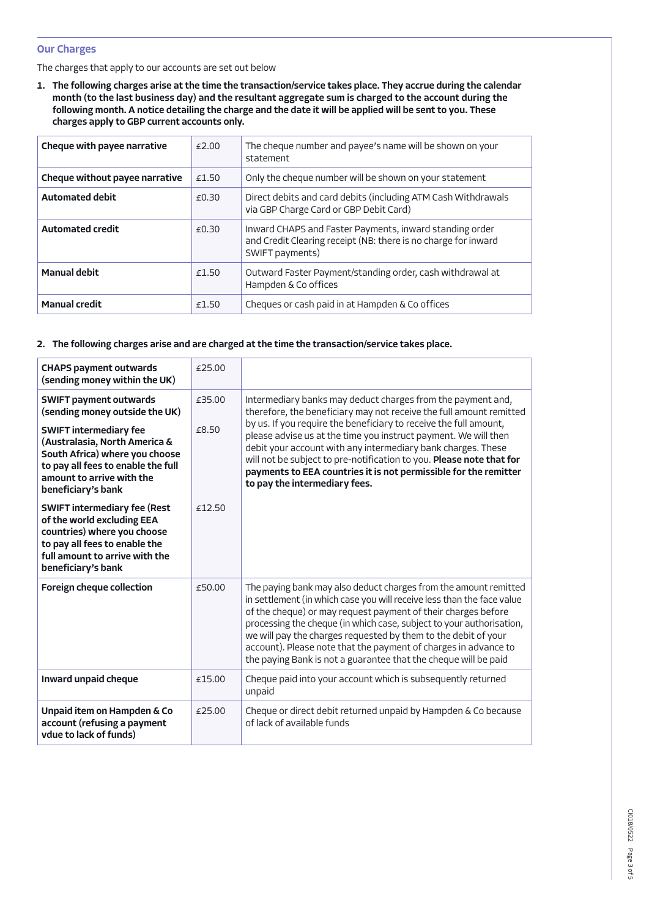## Our Charges

The charges that apply to our accounts are set out below

1. **The following charges arise at the time the transaction/service takes place. They accrue during the calendar month (to the last business day) and the resultant aggregate sum is charged to the account during the following month. A notice detailing the charge and the date it will be applied will be sent to you. These charges apply to GBP current accounts only.**

| | | |
|---|---|---|
| **Cheque with payee narrative** | £2.00 | The cheque number and payee's name will be shown on your statement |
| **Cheque without payee narrative** | £1.50 | Only the cheque number will be shown on your statement |
| **Automated debit** | £0.30 | Direct debits and card debits (including ATM Cash Withdrawals via GBP Charge Card or GBP Debit Card) |
| **Automated credit** | £0.30 | Inward CHAPS and Faster Payments, inward standing order and Credit Clearing receipt (NB: there is no charge for inward SWIFT payments) |
| **Manual debit** | £1.50 | Outward Faster Payment/standing order, cash withdrawal at Hampden & Co offices |
| **Manual credit** | £1.50 | Cheques or cash paid in at Hampden & Co offices |

2. **The following charges arise and are charged at the time the transaction/service takes place.**

| | | |
|---|---|---|
| **CHAPS payment outwards (sending money within the UK)** | £25.00 | |
| **SWIFT payment outwards (sending money outside the UK)** | £35.00 | Intermediary banks may deduct charges from the payment and, therefore, the beneficiary may not receive the full amount remitted by us. If you require the beneficiary to receive the full amount, please advise us at the time you instruct payment. We will then debit your account with any intermediary bank charges. These will not be subject to pre-notification to you. **Please note that for payments to EEA countries it is not permissible for the remitter to pay the intermediary fees.** |
| **SWIFT intermediary fee (Australasia, North America & South Africa) where you choose to pay all fees to enable the full amount to arrive with the beneficiary's bank** | £8.50 | |
| **SWIFT intermediary fee (Rest of the world excluding EEA countries) where you choose to pay all fees to enable the full amount to arrive with the beneficiary's bank** | £12.50 | |
| **Foreign cheque collection** | £50.00 | The paying bank may also deduct charges from the amount remitted in settlement (in which case you will receive less than the face value of the cheque) or may request payment of their charges before processing the cheque (in which case, subject to your authorisation, we will pay the charges requested by them to the debit of your account). Please note that the payment of charges in advance to the paying Bank is not a guarantee that the cheque will be paid |
| **Inward unpaid cheque** | £15.00 | Cheque paid into your account which is subsequently returned unpaid |
| **Unpaid item on Hampden & Co account (refusing a payment vdue to lack of funds)** | £25.00 | Cheque or direct debit returned unpaid by Hampden & Co because of lack of available funds |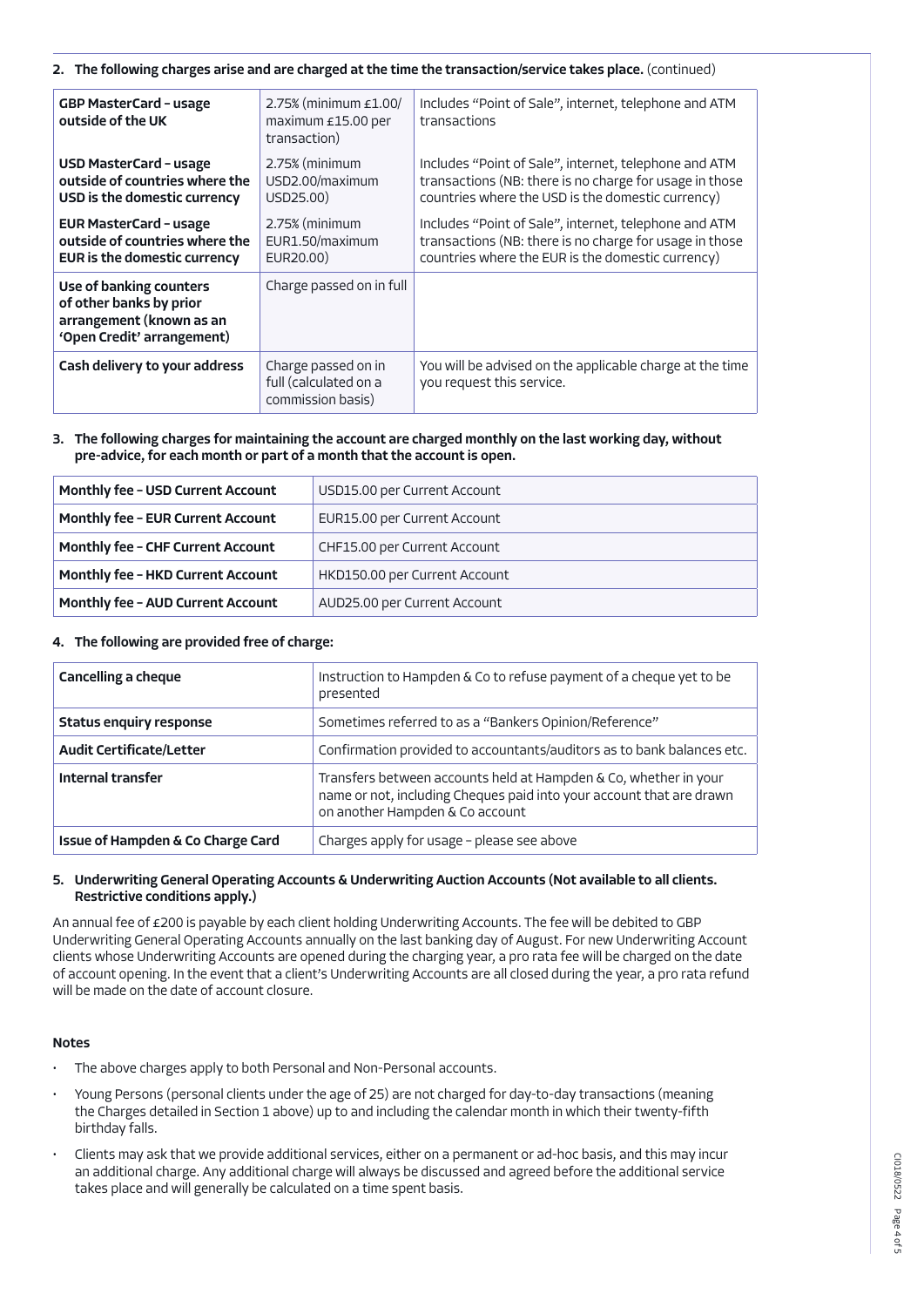**2. The following charges arise and are charged at the time the transaction/service takes place.** (continued)

| | | |
|---|---|---|
| **GBP MasterCard – usage outside of the UK** | 2.75% (minimum £1.00/ maximum £15.00 per transaction) | Includes "Point of Sale", internet, telephone and ATM transactions |
| **USD MasterCard – usage outside of countries where the USD is the domestic currency** | 2.75% (minimum USD2.00/maximum USD25.00) | Includes "Point of Sale", internet, telephone and ATM transactions (NB: there is no charge for usage in those countries where the USD is the domestic currency) |
| **EUR MasterCard – usage outside of countries where the EUR is the domestic currency** | 2.75% (minimum EUR1.50/maximum EUR20.00) | Includes "Point of Sale", internet, telephone and ATM transactions (NB: there is no charge for usage in those countries where the EUR is the domestic currency) |
| **Use of banking counters of other banks by prior arrangement (known as an 'Open Credit' arrangement)** | Charge passed on in full | |
| **Cash delivery to your address** | Charge passed on in full (calculated on a commission basis) | You will be advised on the applicable charge at the time you request this service. |

**3. The following charges for maintaining the account are charged monthly on the last working day, without pre-advice, for each month or part of a month that the account is open.**

| | |
|---|---|
| **Monthly fee – USD Current Account** | USD15.00 per Current Account |
| **Monthly fee – EUR Current Account** | EUR15.00 per Current Account |
| **Monthly fee – CHF Current Account** | CHF15.00 per Current Account |
| **Monthly fee – HKD Current Account** | HKD150.00 per Current Account |
| **Monthly fee – AUD Current Account** | AUD25.00 per Current Account |

**4. The following are provided free of charge:**

| | |
|---|---|
| **Cancelling a cheque** | Instruction to Hampden & Co to refuse payment of a cheque yet to be presented |
| **Status enquiry response** | Sometimes referred to as a "Bankers Opinion/Reference" |
| **Audit Certificate/Letter** | Confirmation provided to accountants/auditors as to bank balances etc. |
| **Internal transfer** | Transfers between accounts held at Hampden & Co, whether in your name or not, including Cheques paid into your account that are drawn on another Hampden & Co account |
| **Issue of Hampden & Co Charge Card** | Charges apply for usage – please see above |

**5. Underwriting General Operating Accounts & Underwriting Auction Accounts (Not available to all clients. Restrictive conditions apply.)**

An annual fee of £200 is payable by each client holding Underwriting Accounts. The fee will be debited to GBP Underwriting General Operating Accounts annually on the last banking day of August. For new Underwriting Account clients whose Underwriting Accounts are opened during the charging year, a pro rata fee will be charged on the date of account opening. In the event that a client's Underwriting Accounts are all closed during the year, a pro rata refund will be made on the date of account closure.

**Notes**

- The above charges apply to both Personal and Non-Personal accounts.
- Young Persons (personal clients under the age of 25) are not charged for day-to-day transactions (meaning the Charges detailed in Section 1 above) up to and including the calendar month in which their twenty-fifth birthday falls.
- Clients may ask that we provide additional services, either on a permanent or ad-hoc basis, and this may incur an additional charge. Any additional charge will always be discussed and agreed before the additional service takes place and will generally be calculated on a time spent basis.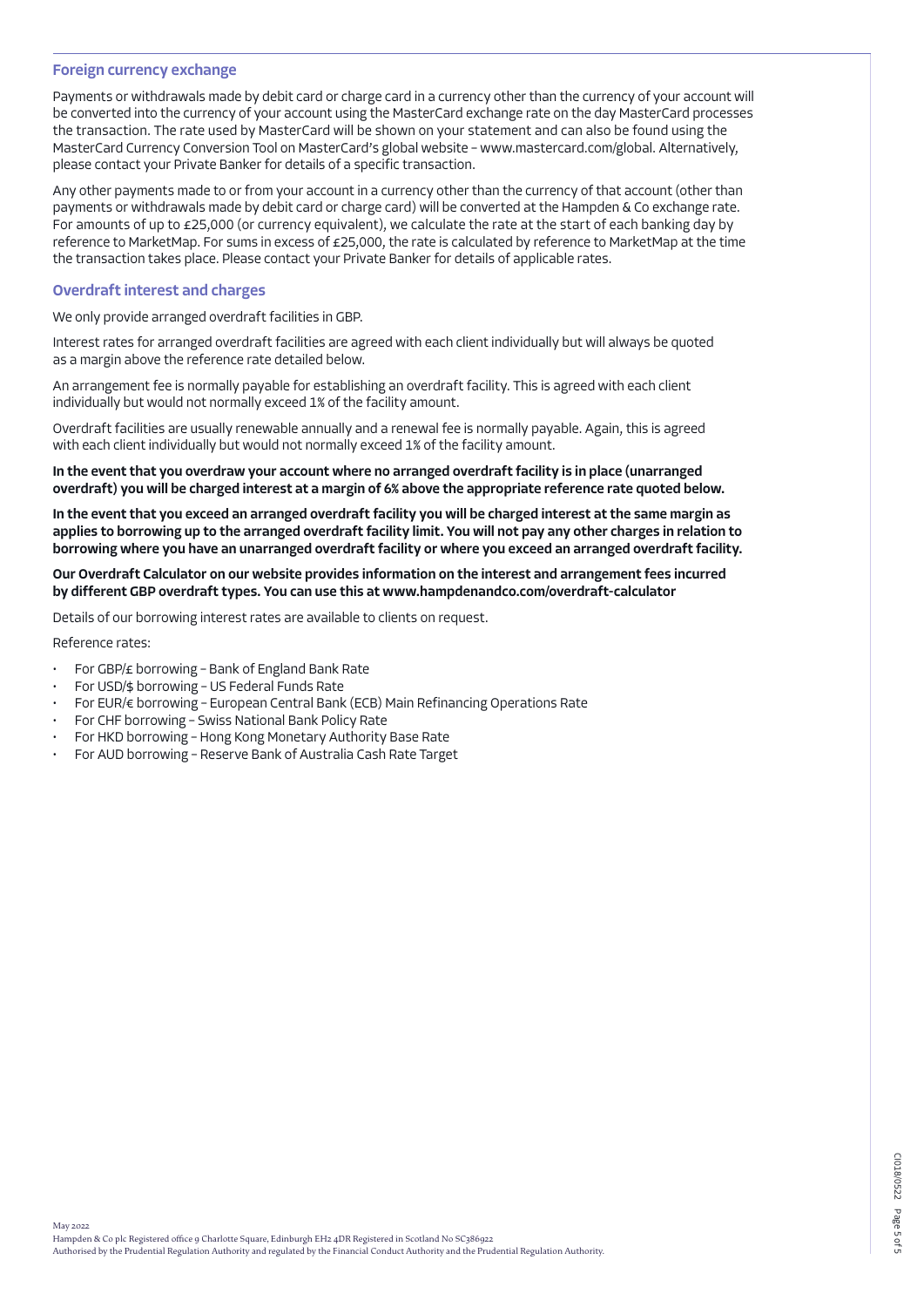## Foreign currency exchange

Payments or withdrawals made by debit card or charge card in a currency other than the currency of your account will be converted into the currency of your account using the MasterCard exchange rate on the day MasterCard processes the transaction. The rate used by MasterCard will be shown on your statement and can also be found using the MasterCard Currency Conversion Tool on MasterCard's global website – www.mastercard.com/global. Alternatively, please contact your Private Banker for details of a specific transaction.

Any other payments made to or from your account in a currency other than the currency of that account (other than payments or withdrawals made by debit card or charge card) will be converted at the Hampden & Co exchange rate. For amounts of up to £25,000 (or currency equivalent), we calculate the rate at the start of each banking day by reference to MarketMap. For sums in excess of £25,000, the rate is calculated by reference to MarketMap at the time the transaction takes place. Please contact your Private Banker for details of applicable rates.

## Overdraft interest and charges

We only provide arranged overdraft facilities in GBP.

Interest rates for arranged overdraft facilities are agreed with each client individually but will always be quoted as a margin above the reference rate detailed below.

An arrangement fee is normally payable for establishing an overdraft facility. This is agreed with each client individually but would not normally exceed 1% of the facility amount.

Overdraft facilities are usually renewable annually and a renewal fee is normally payable. Again, this is agreed with each client individually but would not normally exceed 1% of the facility amount.

**In the event that you overdraw your account where no arranged overdraft facility is in place (unarranged overdraft) you will be charged interest at a margin of 6% above the appropriate reference rate quoted below.**

**In the event that you exceed an arranged overdraft facility you will be charged interest at the same margin as applies to borrowing up to the arranged overdraft facility limit. You will not pay any other charges in relation to borrowing where you have an unarranged overdraft facility or where you exceed an arranged overdraft facility.**

**Our Overdraft Calculator on our website provides information on the interest and arrangement fees incurred by different GBP overdraft types. You can use this at www.hampdenandco.com/overdraft-calculator**

Details of our borrowing interest rates are available to clients on request.

Reference rates:

- For GBP/£ borrowing – Bank of England Bank Rate
- For USD/$ borrowing – US Federal Funds Rate
- For EUR/€ borrowing – European Central Bank (ECB) Main Refinancing Operations Rate
- For CHF borrowing – Swiss National Bank Policy Rate
- For HKD borrowing – Hong Kong Monetary Authority Base Rate
- For AUD borrowing – Reserve Bank of Australia Cash Rate Target

May 2022
Hampden & Co plc Registered office 9 Charlotte Square, Edinburgh EH2 4DR Registered in Scotland No SC386922
Authorised by the Prudential Regulation Authority and regulated by the Financial Conduct Authority and the Prudential Regulation Authority.